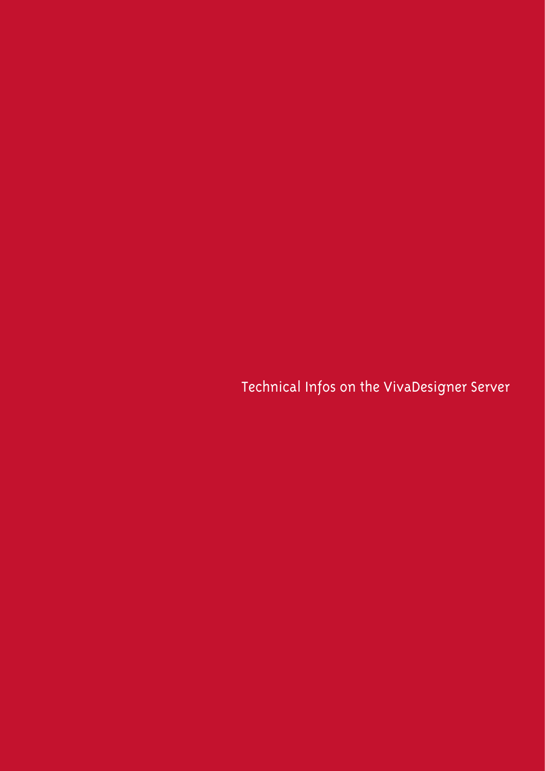# Technical Infos on the VivaDesigner Server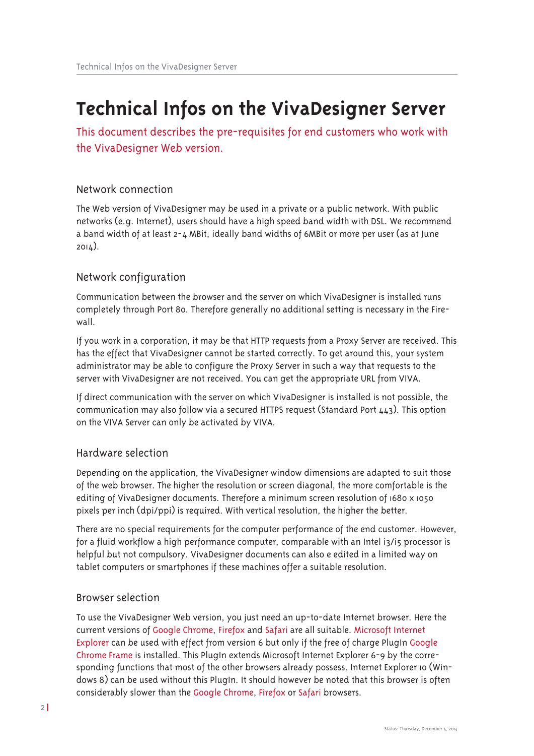# Technical Infos on the VivaDesigner Server

This document describes the pre-requisites for end customers who work with the VivaDesigner Web version.

## Network connection

The Web version of VivaDesigner may be used in a private or a public network. With public networks (e.g. Internet), users should have a high speed band width with DSL. We recommend a band width of at least 2-4 MBit, ideally band widths of 6MBit or more per user (as at June 2014).

## Network configuration

Communication between the browser and the server on which VivaDesigner is installed runs completely through Port 80. Therefore generally no additional setting is necessary in the Firewall.

If you work in a corporation, it may be that HTTP requests from a Proxy Server are received. This has the effect that VivaDesigner cannot be started correctly. To get around this, your system administrator may be able to configure the Proxy Server in such a way that requests to the server with VivaDesigner are not received. You can get the appropriate URL from VIVA.

If direct communication with the server on which VivaDesigner is installed is not possible, the communication may also follow via a secured HTTPS request (Standard Port 443). This option on the VIVA Server can only be activated by VIVA.

## Hardware selection

Depending on the application, the VivaDesigner window dimensions are adapted to suit those of the web browser. The higher the resolution or screen diagonal, the more comfortable is the editing of VivaDesigner documents. Therefore a minimum screen resolution of 1680 x 1050 pixels per inch (dpi/ppi) is required. With vertical resolution, the higher the better.

There are no special requirements for the computer performance of the end customer. However, for a fluid workflow a high performance computer, comparable with an Intel i3/i5 processor is helpful but not compulsory. VivaDesigner documents can also e edited in a limited way on tablet computers or smartphones if these machines offer a suitable resolution.

## Browser selection

To use the VivaDesigner Web version, you just need an up-to-date Internet browser. Here the current versions of Google Chrome, Firefox and Safari are all suitable. Microsoft Internet Explorer can be used with effect from version 6 but only if the free of charge PlugIn Google Chrome Frame is installed. This PlugIn extends Microsoft Internet Explorer 6-9 by the corresponding functions that most of the other browsers already possess. Internet Explorer 10 (Windows 8) can be used without this PlugIn. It should however be noted that this browser is often considerably slower than the Google Chrome, Firefox or Safari browsers.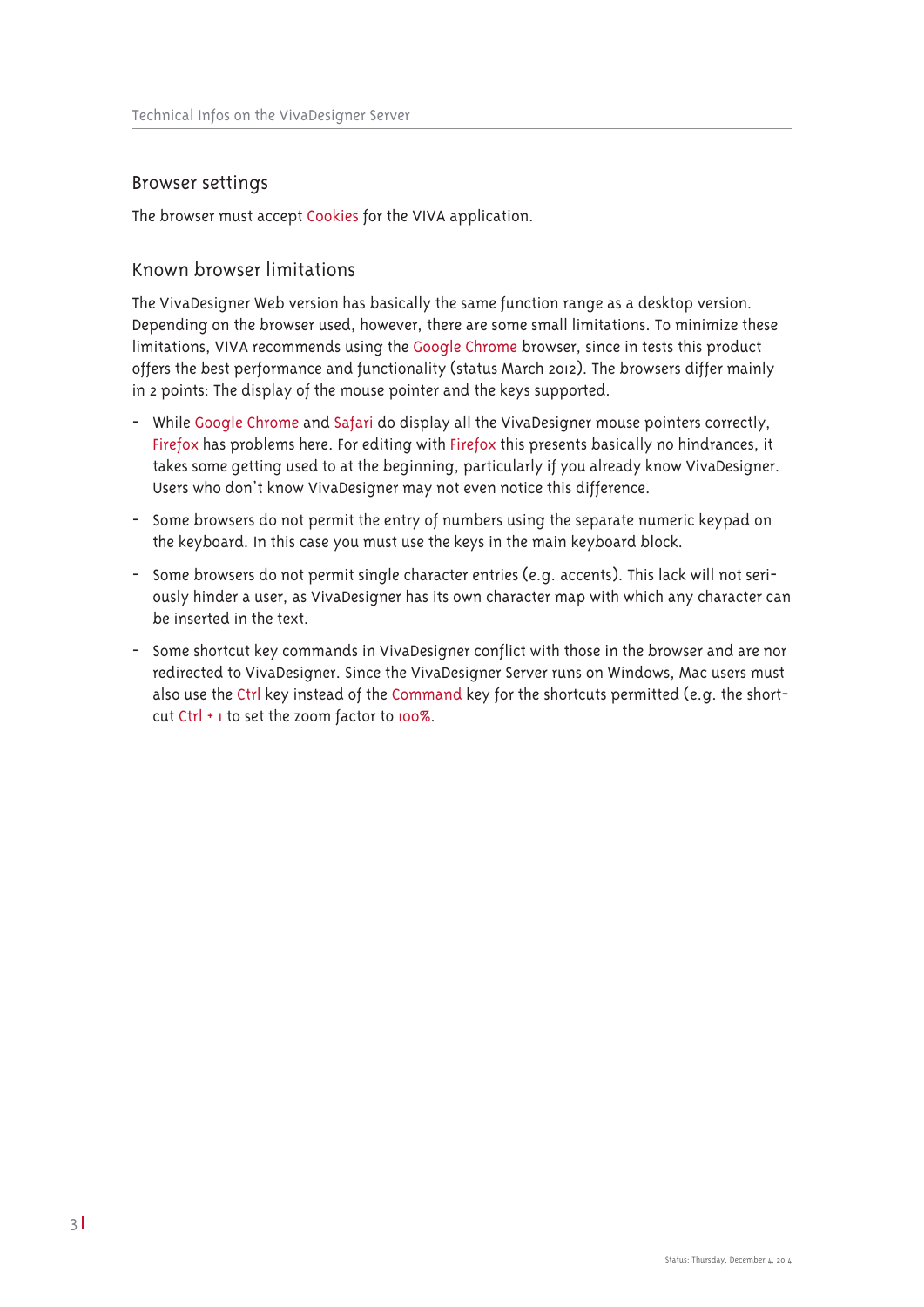## Browser settings

The browser must accept Cookies for the VIVA application.

## Known browser limitations

The VivaDesigner Web version has basically the same function range as a desktop version. Depending on the browser used, however, there are some small limitations. To minimize these limitations, VIVA recommends using the Google Chrome browser, since in tests this product offers the best performance and functionality (status March 2012). The browsers differ mainly in 2 points: The display of the mouse pointer and the keys supported.

- While Google Chrome and Safari do display all the VivaDesigner mouse pointers correctly, Firefox has problems here. For editing with Firefox this presents basically no hindrances, it takes some getting used to at the beginning, particularly if you already know VivaDesigner. Users who don't know VivaDesigner may not even notice this difference.
- Some browsers do not permit the entry of numbers using the separate numeric keypad on the keyboard. In this case you must use the keys in the main keyboard block.
- Some browsers do not permit single character entries (e.g. accents). This lack will not seriously hinder a user, as VivaDesigner has its own character map with which any character can be inserted in the text.
- Some shortcut key commands in VivaDesigner conflict with those in the browser and are nor redirected to VivaDesigner. Since the VivaDesigner Server runs on Windows, Mac users must also use the Ctrl key instead of the Command key for the shortcuts permitted (e.g. the shortcut Ctrl + 1 to set the zoom factor to 100%.